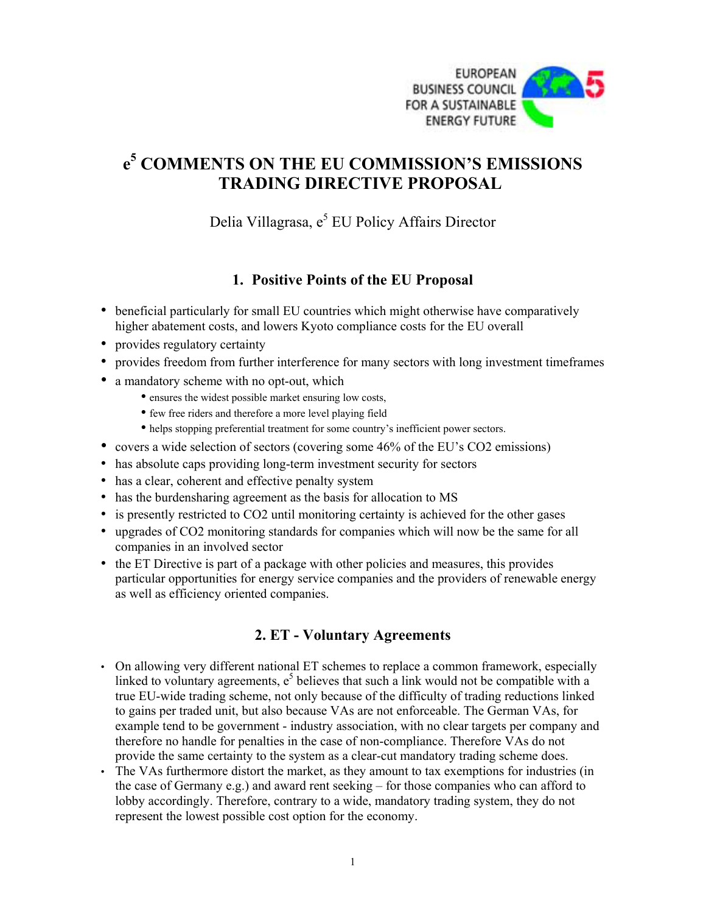EUROPEAN BUSINESS COUNCIL FOR A SUSTAINABLE ENERGY FUTURE

# e[5] COMMENTS ON THE EU COMMISSION'S EMISSIONS TRADING DIRECTIVE PROPOSAL

Delia Villagrasa, e[5] EU Policy Affairs Director

## 1. Positive Points of the EU Proposal

- beneficial particularly for small EU countries which might otherwise have comparatively higher abatement costs, and lowers Kyoto compliance costs for the EU overall
- provides regulatory certainty
- provides freedom from further interference for many sectors with long investment timeframes
- a mandatory scheme with no opt-out, which
  - ensures the widest possible market ensuring low costs,
  - few free riders and therefore a more level playing field
  - helps stopping preferential treatment for some country's inefficient power sectors.
- covers a wide selection of sectors (covering some 46% of the EU's $CO_2$ emissions)
- has absolute caps providing long-term investment security for sectors
- has a clear, coherent and effective penalty system
- has the burdensharing agreement as the basis for allocation to MS
- is presently restricted to $CO_2$ until monitoring certainty is achieved for the other gases
- upgrades of $CO_2$ monitoring standards for companies which will now be the same for all companies in an involved sector
- the ET Directive is part of a package with other policies and measures, this provides particular opportunities for energy service companies and the providers of renewable energy as well as efficiency oriented companies.

## 2. ET - Voluntary Agreements

- On allowing very different national ET schemes to replace a common framework, especially linked to voluntary agreements, e[5] believes that such a link would not be compatible with a true EU-wide trading scheme, not only because of the difficulty of trading reductions linked to gains per traded unit, but also because VAs are not enforceable. The German VAs, for example tend to be government - industry association, with no clear targets per company and therefore no handle for penalties in the case of non-compliance. Therefore VAs do not provide the same certainty to the system as a clear-cut mandatory trading scheme does.
- The VAs furthermore distort the market, as they amount to tax exemptions for industries (in the case of Germany e.g.) and award rent seeking – for those companies who can afford to lobby accordingly. Therefore, contrary to a wide, mandatory trading system, they do not represent the lowest possible cost option for the economy.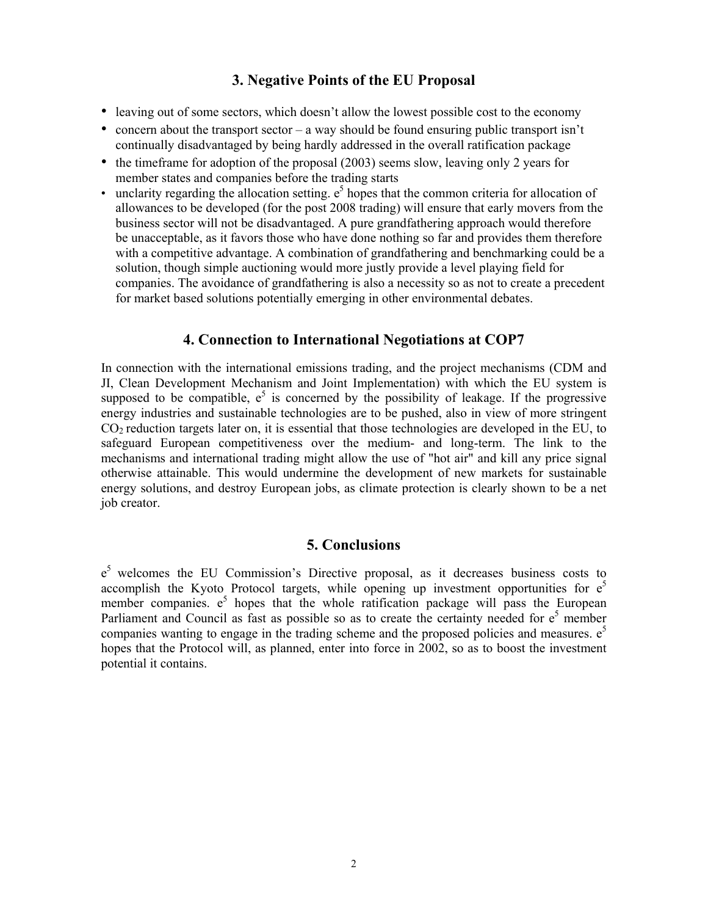## 3. Negative Points of the EU Proposal

- leaving out of some sectors, which doesn't allow the lowest possible cost to the economy
- concern about the transport sector – a way should be found ensuring public transport isn't continually disadvantaged by being hardly addressed in the overall ratification package
- the timeframe for adoption of the proposal (2003) seems slow, leaving only 2 years for member states and companies before the trading starts
- unclarity regarding the allocation setting. $e^5$ hopes that the common criteria for allocation of allowances to be developed (for the post 2008 trading) will ensure that early movers from the business sector will not be disadvantaged. A pure grandfathering approach would therefore be unacceptable, as it favors those who have done nothing so far and provides them therefore with a competitive advantage. A combination of grandfathering and benchmarking could be a solution, though simple auctioning would more justly provide a level playing field for companies. The avoidance of grandfathering is also a necessity so as not to create a precedent for market based solutions potentially emerging in other environmental debates.

## 4. Connection to International Negotiations at COP7

In connection with the international emissions trading, and the project mechanisms (CDM and JI, Clean Development Mechanism and Joint Implementation) with which the EU system is supposed to be compatible, $e^5$ is concerned by the possibility of leakage. If the progressive energy industries and sustainable technologies are to be pushed, also in view of more stringent $CO_2$ reduction targets later on, it is essential that those technologies are developed in the EU, to safeguard European competitiveness over the medium- and long-term. The link to the mechanisms and international trading might allow the use of "hot air" and kill any price signal otherwise attainable. This would undermine the development of new markets for sustainable energy solutions, and destroy European jobs, as climate protection is clearly shown to be a net job creator.

## 5. Conclusions

$e^5$ welcomes the EU Commission's Directive proposal, as it decreases business costs to accomplish the Kyoto Protocol targets, while opening up investment opportunities for $e^5$ member companies. $e^5$ hopes that the whole ratification package will pass the European Parliament and Council as fast as possible so as to create the certainty needed for $e^5$ member companies wanting to engage in the trading scheme and the proposed policies and measures. $e^5$ hopes that the Protocol will, as planned, enter into force in 2002, so as to boost the investment potential it contains.